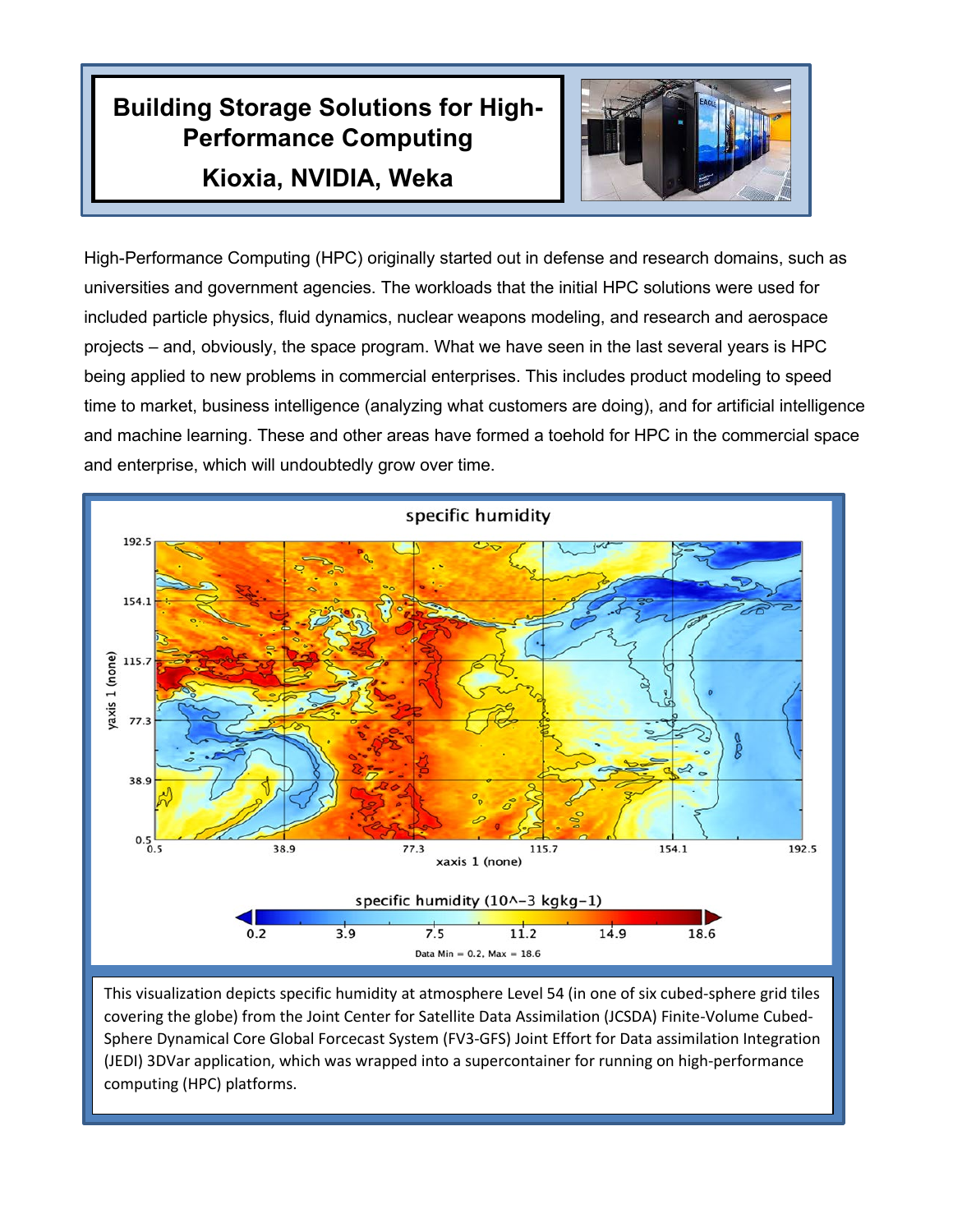# Building Storage Solutions for High-Performance Computing

## Kioxia, NVIDIA, Weka

High-Performance Computing (HPC) originally started out in defense and research domains, such as universities and government agencies. The workloads that the initial HPC solutions were used for included particle physics, fluid dynamics, nuclear weapons modeling, and research and aerospace projects – and, obviously, the space program. What we have seen in the last several years is HPC being applied to new problems in commercial enterprises. This includes product modeling to speed time to market, business intelligence (analyzing what customers are doing), and for artificial intelligence and machine learning. These and other areas have formed a toehold for HPC in the commercial space and enterprise, which will undoubtedly grow over time.

This visualization depicts specific humidity at atmosphere Level 54 (in one of six cubed-sphere grid tiles covering the globe) from the Joint Center for Satellite Data Assimilation (JCSDA) Finite-Volume Cubed-Sphere Dynamical Core Global Forcecast System (FV3-GFS) Joint Effort for Data assimilation Integration (JEDI) 3DVar application, which was wrapped into a supercontainer for running on high-performance computing (HPC) platforms.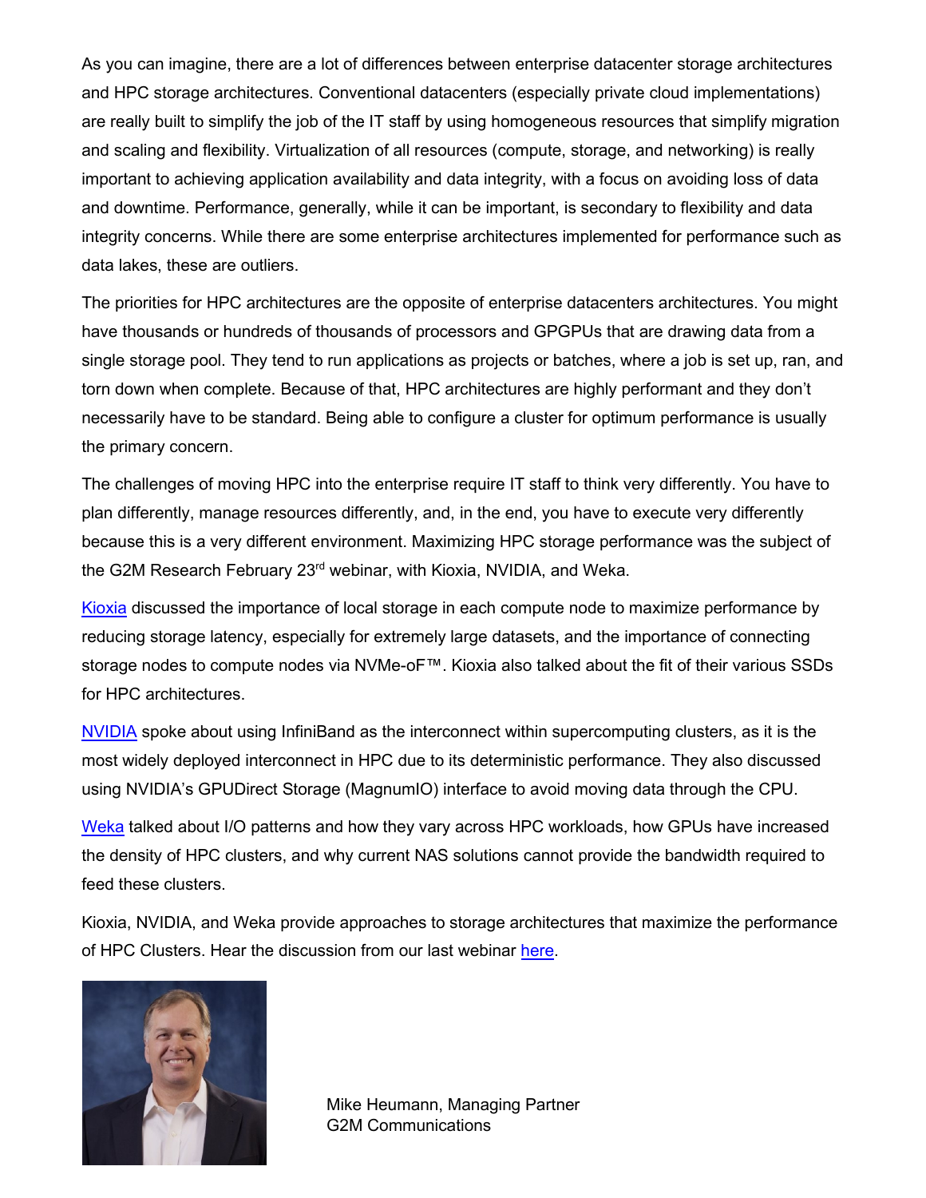As you can imagine, there are a lot of differences between enterprise datacenter storage architectures and HPC storage architectures. Conventional datacenters (especially private cloud implementations) are really built to simplify the job of the IT staff by using homogeneous resources that simplify migration and scaling and flexibility. Virtualization of all resources (compute, storage, and networking) is really important to achieving application availability and data integrity, with a focus on avoiding loss of data and downtime. Performance, generally, while it can be important, is secondary to flexibility and data integrity concerns. While there are some enterprise architectures implemented for performance such as data lakes, these are outliers.

The priorities for HPC architectures are the opposite of enterprise datacenters architectures. You might have thousands or hundreds of thousands of processors and GPGPUs that are drawing data from a single storage pool. They tend to run applications as projects or batches, where a job is set up, ran, and torn down when complete. Because of that, HPC architectures are highly performant and they don't necessarily have to be standard. Being able to configure a cluster for optimum performance is usually the primary concern.

The challenges of moving HPC into the enterprise require IT staff to think very differently. You have to plan differently, manage resources differently, and, in the end, you have to execute very differently because this is a very different environment. Maximizing HPC storage performance was the subject of the G2M Research February 23rd webinar, with Kioxia, NVIDIA, and Weka.

Kioxia discussed the importance of local storage in each compute node to maximize performance by reducing storage latency, especially for extremely large datasets, and the importance of connecting storage nodes to compute nodes via NVMe-oF™. Kioxia also talked about the fit of their various SSDs for HPC architectures.

NVIDIA spoke about using InfiniBand as the interconnect within supercomputing clusters, as it is the most widely deployed interconnect in HPC due to its deterministic performance. They also discussed using NVIDIA's GPUDirect Storage (MagnumIO) interface to avoid moving data through the CPU.

Weka talked about I/O patterns and how they vary across HPC workloads, how GPUs have increased the density of HPC clusters, and why current NAS solutions cannot provide the bandwidth required to feed these clusters.

Kioxia, NVIDIA, and Weka provide approaches to storage architectures that maximize the performance of HPC Clusters. Hear the discussion from our last webinar here.

Mike Heumann, Managing Partner
G2M Communications